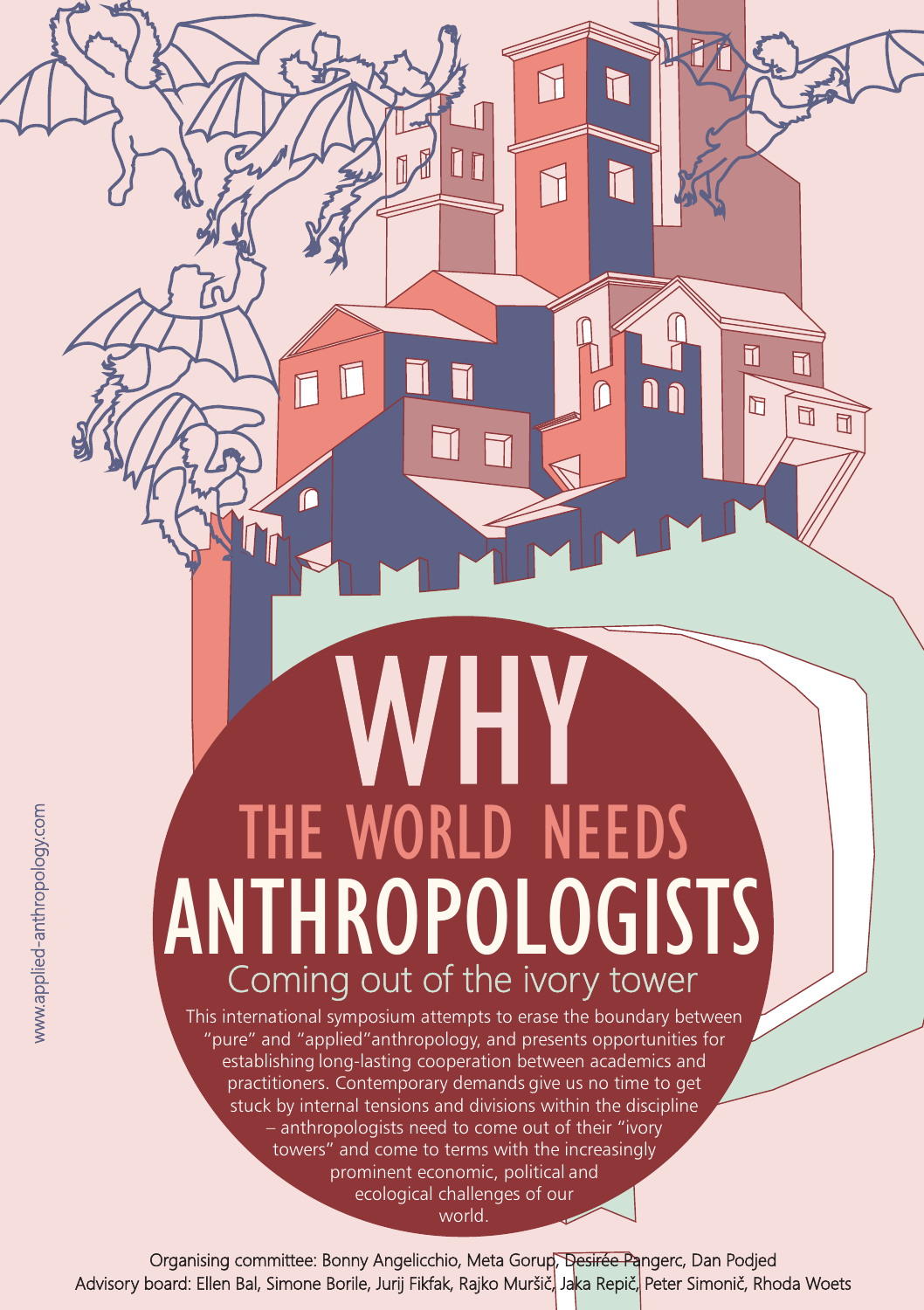# WHY THE WORLD NEEDS ANTHROPOLOGISTS

## Coming out of the ivory tower

This international symposium attempts to erase the boundary between "pure" and "applied"anthropology, and presents opportunities for establishing long-lasting cooperation between academics and practitioners. Contemporary demands give us no time to get stuck by internal tensions and divisions within the discipline – anthropologists need to come out of their "ivory towers" and come to terms with the increasingly prominent economic, political and ecological challenges of our world.

www.applied-anthropology.com

Organising committee: Bonny Angelicchio, Meta Gorup, Desirée Pangerc, Dan Podjed

Advisory board: Ellen Bal, Simone Borile, Jurij Fikfak, Rajko Muršič, Jaka Repič, Peter Simonič, Rhoda Woets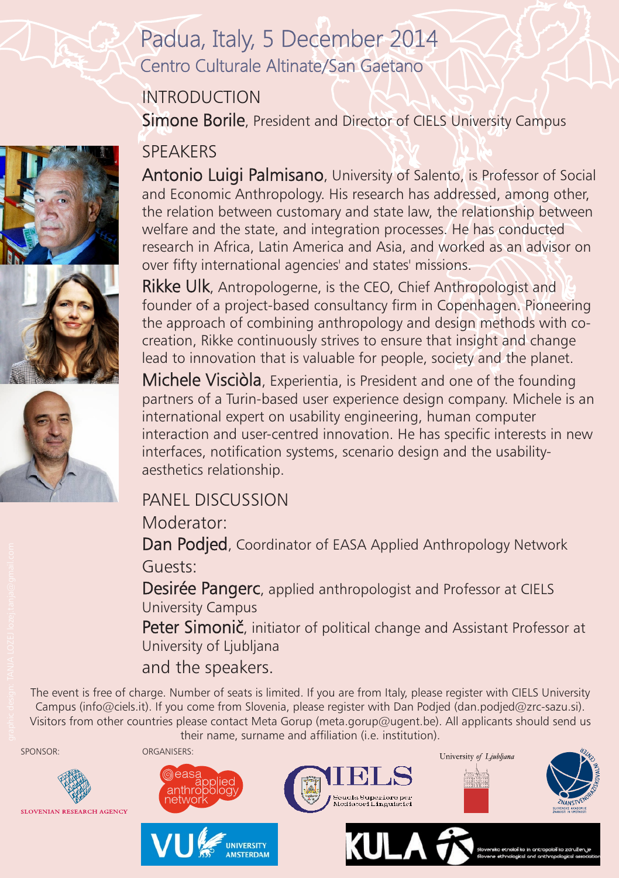# Padua, Italy, 5 December 2014

## Centro Culturale Altinate/San Gaetano

## INTRODUCTION

**Simone Borile**, President and Director of CIELS University Campus

## SPEAKERS

**Antonio Luigi Palmisano**, University of Salento, is Professor of Social and Economic Anthropology. His research has addressed, among other, the relation between customary and state law, the relationship between welfare and the state, and integration processes. He has conducted research in Africa, Latin America and Asia, and worked as an advisor on over fifty international agencies' and states' missions.

**Rikke Ulk**, Antropologerne, is the CEO, Chief Anthropologist and founder of a project-based consultancy firm in Copenhagen. Pioneering the approach of combining anthropology and design methods with co-creation, Rikke continuously strives to ensure that insight and change lead to innovation that is valuable for people, society and the planet.

**Michele Visciòla**, Experientia, is President and one of the founding partners of a Turin-based user experience design company. Michele is an international expert on usability engineering, human computer interaction and user-centred innovation. He has specific interests in new interfaces, notification systems, scenario design and the usability-aesthetics relationship.

## PANEL DISCUSSION

Moderator:

**Dan Podjed**, Coordinator of EASA Applied Anthropology Network

Guests:

**Desirée Pangerc**, applied anthropologist and Professor at CIELS University Campus

**Peter Simonič**, initiator of political change and Assistant Professor at University of Ljubljana

and the speakers.

The event is free of charge. Number of seats is limited. If you are from Italy, please register with CIELS University Campus (info@ciels.it). If you come from Slovenia, please register with Dan Podjed (dan.podjed@zrc-sazu.si). Visitors from other countries please contact Meta Gorup (meta.gorup@ugent.be). All applicants should send us their name, surname and affiliation (i.e. institution).

graphic design: TANJA LOŽEJ lozej.tanja@gmail.com

SPONSOR:

SLOVENIAN RESEARCH AGENCY

ORGANISERS:

easa applied anthropology network

CIELS Scuola Superiore per Mediatori Linguistici

University of Ljubljana

ZNANSTVENORAZISKOVALNI CENTER SLOVENSKE AKADEMIJE ZNANOSTI IN UMETNOSTI

VU UNIVERSITY AMSTERDAM

KULA Slovensko etnološko in antropološko združenje / Slovene ethnological and anthropological association